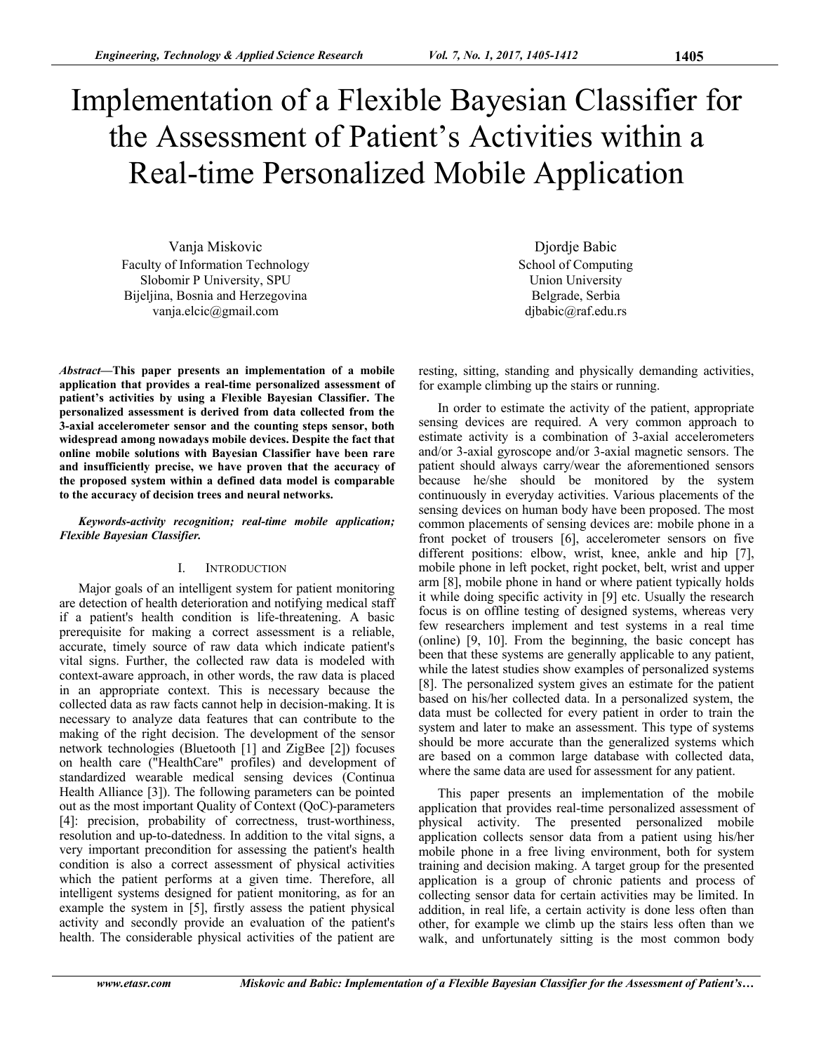# Implementation of a Flexible Bayesian Classifier for the Assessment of Patient's Activities within a Real-time Personalized Mobile Application

Vanja Miskovic
Faculty of Information Technology
Slobomir P University, SPU
Bijeljina, Bosnia and Herzegovina
vanja.elcic@gmail.com

Djordje Babic
School of Computing
Union University
Belgrade, Serbia
djbabic@raf.edu.rs

***Abstract*—This paper presents an implementation of a mobile application that provides a real-time personalized assessment of patient's activities by using a Flexible Bayesian Classifier. The personalized assessment is derived from data collected from the 3-axial accelerometer sensor and the counting steps sensor, both widespread among nowadays mobile devices. Despite the fact that online mobile solutions with Bayesian Classifier have been rare and insufficiently precise, we have proven that the accuracy of the proposed system within a defined data model is comparable to the accuracy of decision trees and neural networks.**

***Keywords-activity recognition; real-time mobile application; Flexible Bayesian Classifier.***

## I. Introduction

Major goals of an intelligent system for patient monitoring are detection of health deterioration and notifying medical staff if a patient's health condition is life-threatening. A basic prerequisite for making a correct assessment is a reliable, accurate, timely source of raw data which indicate patient's vital signs. Further, the collected raw data is modeled with context-aware approach, in other words, the raw data is placed in an appropriate context. This is necessary because the collected data as raw facts cannot help in decision-making. It is necessary to analyze data features that can contribute to the making of the right decision. The development of the sensor network technologies (Bluetooth [1] and ZigBee [2]) focuses on health care ("HealthCare" profiles) and development of standardized wearable medical sensing devices (Continua Health Alliance [3]). The following parameters can be pointed out as the most important Quality of Context (QoC)-parameters [4]: precision, probability of correctness, trust-worthiness, resolution and up-to-datedness. In addition to the vital signs, a very important precondition for assessing the patient's health condition is also a correct assessment of physical activities which the patient performs at a given time. Therefore, all intelligent systems designed for patient monitoring, as for an example the system in [5], firstly assess the patient physical activity and secondly provide an evaluation of the patient's health. The considerable physical activities of the patient are resting, sitting, standing and physically demanding activities, for example climbing up the stairs or running.

In order to estimate the activity of the patient, appropriate sensing devices are required. A very common approach to estimate activity is a combination of 3-axial accelerometers and/or 3-axial gyroscope and/or 3-axial magnetic sensors. The patient should always carry/wear the aforementioned sensors because he/she should be monitored by the system continuously in everyday activities. Various placements of the sensing devices on human body have been proposed. The most common placements of sensing devices are: mobile phone in a front pocket of trousers [6], accelerometer sensors on five different positions: elbow, wrist, knee, ankle and hip [7], mobile phone in left pocket, right pocket, belt, wrist and upper arm [8], mobile phone in hand or where patient typically holds it while doing specific activity in [9] etc. Usually the research focus is on offline testing of designed systems, whereas very few researchers implement and test systems in a real time (online) [9, 10]. From the beginning, the basic concept has been that these systems are generally applicable to any patient, while the latest studies show examples of personalized systems [8]. The personalized system gives an estimate for the patient based on his/her collected data. In a personalized system, the data must be collected for every patient in order to train the system and later to make an assessment. This type of systems should be more accurate than the generalized systems which are based on a common large database with collected data, where the same data are used for assessment for any patient.

This paper presents an implementation of the mobile application that provides real-time personalized assessment of physical activity. The presented personalized mobile application collects sensor data from a patient using his/her mobile phone in a free living environment, both for system training and decision making. A target group for the presented application is a group of chronic patients and process of collecting sensor data for certain activities may be limited. In addition, in real life, a certain activity is done less often than other, for example we climb up the stairs less often than we walk, and unfortunately sitting is the most common body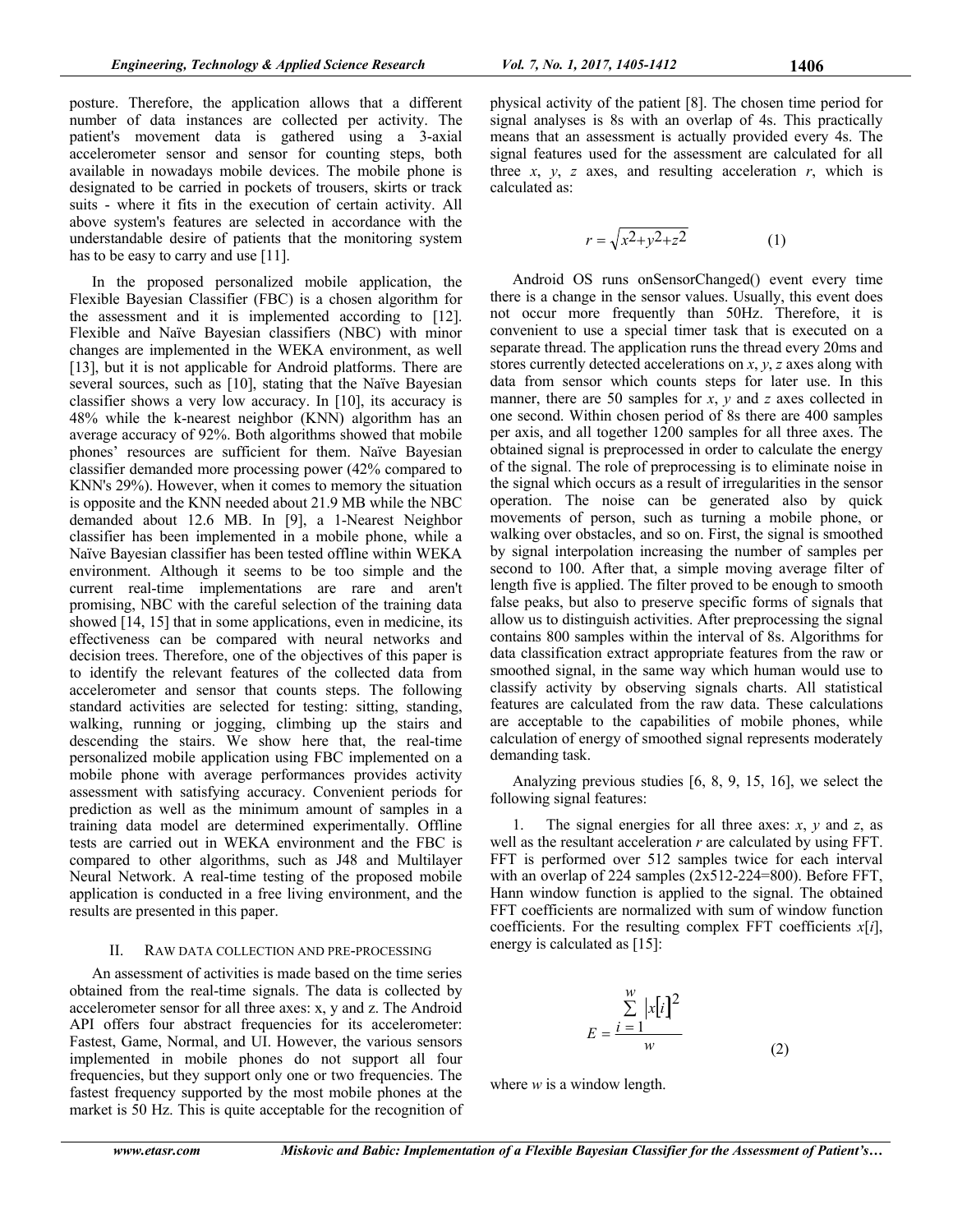posture. Therefore, the application allows that a different number of data instances are collected per activity. The patient's movement data is gathered using a 3-axial accelerometer sensor and sensor for counting steps, both available in nowadays mobile devices. The mobile phone is designated to be carried in pockets of trousers, skirts or track suits - where it fits in the execution of certain activity. All above system's features are selected in accordance with the understandable desire of patients that the monitoring system has to be easy to carry and use [11].

In the proposed personalized mobile application, the Flexible Bayesian Classifier (FBC) is a chosen algorithm for the assessment and it is implemented according to [12]. Flexible and Naïve Bayesian classifiers (NBC) with minor changes are implemented in the WEKA environment, as well [13], but it is not applicable for Android platforms. There are several sources, such as [10], stating that the Naïve Bayesian classifier shows a very low accuracy. In [10], its accuracy is 48% while the k-nearest neighbor (KNN) algorithm has an average accuracy of 92%. Both algorithms showed that mobile phones' resources are sufficient for them. Naïve Bayesian classifier demanded more processing power (42% compared to KNN's 29%). However, when it comes to memory the situation is opposite and the KNN needed about 21.9 MB while the NBC demanded about 12.6 MB. In [9], a 1-Nearest Neighbor classifier has been implemented in a mobile phone, while a Naïve Bayesian classifier has been tested offline within WEKA environment. Although it seems to be too simple and the current real-time implementations are rare and aren't promising, NBC with the careful selection of the training data showed [14, 15] that in some applications, even in medicine, its effectiveness can be compared with neural networks and decision trees. Therefore, one of the objectives of this paper is to identify the relevant features of the collected data from accelerometer and sensor that counts steps. The following standard activities are selected for testing: sitting, standing, walking, running or jogging, climbing up the stairs and descending the stairs. We show here that, the real-time personalized mobile application using FBC implemented on a mobile phone with average performances provides activity assessment with satisfying accuracy. Convenient periods for prediction as well as the minimum amount of samples in a training data model are determined experimentally. Offline tests are carried out in WEKA environment and the FBC is compared to other algorithms, such as J48 and Multilayer Neural Network. A real-time testing of the proposed mobile application is conducted in a free living environment, and the results are presented in this paper.

## II. RAW DATA COLLECTION AND PRE-PROCESSING

An assessment of activities is made based on the time series obtained from the real-time signals. The data is collected by accelerometer sensor for all three axes: x, y and z. The Android API offers four abstract frequencies for its accelerometer: Fastest, Game, Normal, and UI. However, the various sensors implemented in mobile phones do not support all four frequencies, but they support only one or two frequencies. The fastest frequency supported by the most mobile phones at the market is 50 Hz. This is quite acceptable for the recognition of physical activity of the patient [8]. The chosen time period for signal analyses is 8s with an overlap of 4s. This practically means that an assessment is actually provided every 4s. The signal features used for the assessment are calculated for all three $x$, $y$, $z$ axes, and resulting acceleration $r$, which is calculated as:

$$r = \sqrt{x^2 + y^2 + z^2} \tag{1}$$

Android OS runs onSensorChanged() event every time there is a change in the sensor values. Usually, this event does not occur more frequently than 50Hz. Therefore, it is convenient to use a special timer task that is executed on a separate thread. The application runs the thread every 20ms and stores currently detected accelerations on $x$, $y$, $z$ axes along with data from sensor which counts steps for later use. In this manner, there are 50 samples for $x$, $y$ and $z$ axes collected in one second. Within chosen period of 8s there are 400 samples per axis, and all together 1200 samples for all three axes. The obtained signal is preprocessed in order to calculate the energy of the signal. The role of preprocessing is to eliminate noise in the signal which occurs as a result of irregularities in the sensor operation. The noise can be generated also by quick movements of person, such as turning a mobile phone, or walking over obstacles, and so on. First, the signal is smoothed by signal interpolation increasing the number of samples per second to 100. After that, a simple moving average filter of length five is applied. The filter proved to be enough to smooth false peaks, but also to preserve specific forms of signals that allow us to distinguish activities. After preprocessing the signal contains 800 samples within the interval of 8s. Algorithms for data classification extract appropriate features from the raw or smoothed signal, in the same way which human would use to classify activity by observing signals charts. All statistical features are calculated from the raw data. These calculations are acceptable to the capabilities of mobile phones, while calculation of energy of smoothed signal represents moderately demanding task.

Analyzing previous studies [6, 8, 9, 15, 16], we select the following signal features:

1. The signal energies for all three axes: $x$, $y$ and $z$, as well as the resultant acceleration $r$ are calculated by using FFT. FFT is performed over 512 samples twice for each interval with an overlap of 224 samples (2x512-224=800). Before FFT, Hann window function is applied to the signal. The obtained FFT coefficients are normalized with sum of window function coefficients. For the resulting complex FFT coefficients $x[i]$, energy is calculated as [15]:

$$E = \frac{\sum_{i=1}^{w} |x[i]|^2}{w} \tag{2}$$

where $w$ is a window length.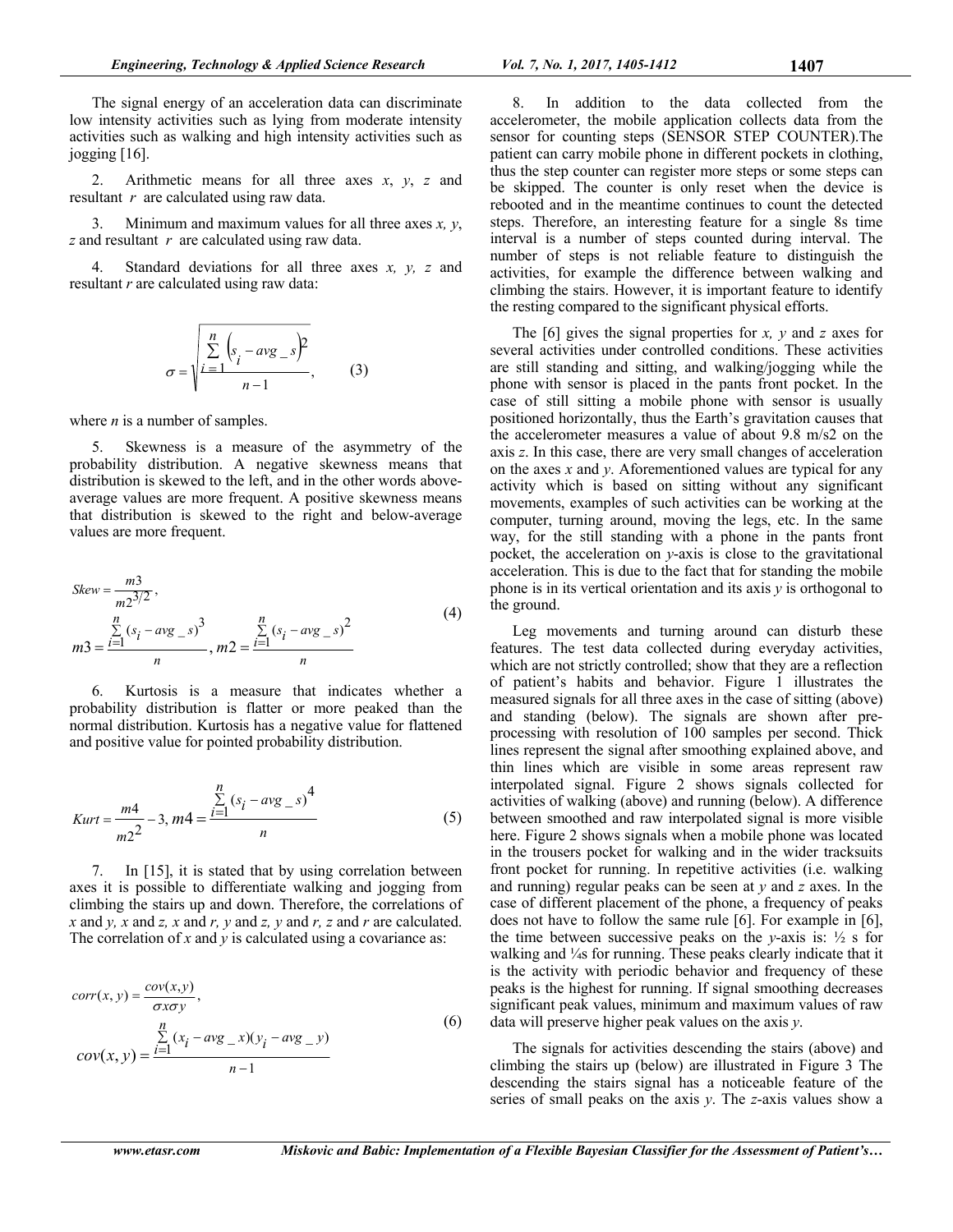The signal energy of an acceleration data can discriminate low intensity activities such as lying from moderate intensity activities such as walking and high intensity activities such as jogging [16].

2. Arithmetic means for all three axes *x*, *y*, *z* and resultant *r* are calculated using raw data.

3. Minimum and maximum values for all three axes *x, y, z* and resultant *r* are calculated using raw data.

4. Standard deviations for all three axes *x, y, z* and resultant *r* are calculated using raw data:

$$\sigma = \sqrt{\frac{\sum_{i=1}^{n} \left(s_i - avg\_s\right)^2}{n-1}}, \qquad (3)$$

where *n* is a number of samples.

5. Skewness is a measure of the asymmetry of the probability distribution. A negative skewness means that distribution is skewed to the left, and in the other words above-average values are more frequent. A positive skewness means that distribution is skewed to the right and below-average values are more frequent.

$$Skew = \frac{m3}{m2^{3/2}}, \quad m3 = \frac{\sum_{i=1}^{n} (s_i - avg\_s)^3}{n}, \quad m2 = \frac{\sum_{i=1}^{n} (s_i - avg\_s)^2}{n} \qquad (4)$$

6. Kurtosis is a measure that indicates whether a probability distribution is flatter or more peaked than the normal distribution. Kurtosis has a negative value for flattened and positive value for pointed probability distribution.

$$Kurt = \frac{m4}{m2^2} - 3, \quad m4 = \frac{\sum_{i=1}^{n} (s_i - avg\_s)^4}{n} \qquad (5)$$

7. In [15], it is stated that by using correlation between axes it is possible to differentiate walking and jogging from climbing the stairs up and down. Therefore, the correlations of *x* and *y, x* and *z, x* and *r, y* and *z, y* and *r, z* and *r* are calculated. The correlation of *x* and *y* is calculated using a covariance as:

$$corr(x, y) = \frac{cov(x,y)}{\sigma x \sigma y}, \quad cov(x, y) = \frac{\sum_{i=1}^{n} (x_i - avg\_x)(y_i - avg\_y)}{n-1} \qquad (6)$$

8. In addition to the data collected from the accelerometer, the mobile application collects data from the sensor for counting steps (SENSOR STEP COUNTER).The patient can carry mobile phone in different pockets in clothing, thus the step counter can register more steps or some steps can be skipped. The counter is only reset when the device is rebooted and in the meantime continues to count the detected steps. Therefore, an interesting feature for a single 8s time interval is a number of steps counted during interval. The number of steps is not reliable feature to distinguish the activities, for example the difference between walking and climbing the stairs. However, it is important feature to identify the resting compared to the significant physical efforts.

The [6] gives the signal properties for *x, y* and *z* axes for several activities under controlled conditions. These activities are still standing and sitting, and walking/jogging while the phone with sensor is placed in the pants front pocket. In the case of still sitting a mobile phone with sensor is usually positioned horizontally, thus the Earth's gravitation causes that the accelerometer measures a value of about 9.8 m/s2 on the axis *z*. In this case, there are very small changes of acceleration on the axes *x* and *y*. Aforementioned values are typical for any activity which is based on sitting without any significant movements, examples of such activities can be working at the computer, turning around, moving the legs, etc. In the same way, for the still standing with a phone in the pants front pocket, the acceleration on *y*-axis is close to the gravitational acceleration. This is due to the fact that for standing the mobile phone is in its vertical orientation and its axis *y* is orthogonal to the ground.

Leg movements and turning around can disturb these features. The test data collected during everyday activities, which are not strictly controlled; show that they are a reflection of patient's habits and behavior. Figure 1 illustrates the measured signals for all three axes in the case of sitting (above) and standing (below). The signals are shown after pre-processing with resolution of 100 samples per second. Thick lines represent the signal after smoothing explained above, and thin lines which are visible in some areas represent raw interpolated signal. Figure 2 shows signals collected for activities of walking (above) and running (below). A difference between smoothed and raw interpolated signal is more visible here. Figure 2 shows signals when a mobile phone was located in the trousers pocket for walking and in the wider tracksuits front pocket for running. In repetitive activities (i.e. walking and running) regular peaks can be seen at *y* and *z* axes. In the case of different placement of the phone, a frequency of peaks does not have to follow the same rule [6]. For example in [6], the time between successive peaks on the *y*-axis is: ½ s for walking and ¼s for running. These peaks clearly indicate that it is the activity with periodic behavior and frequency of these peaks is the highest for running. If signal smoothing decreases significant peak values, minimum and maximum values of raw data will preserve higher peak values on the axis *y*.

The signals for activities descending the stairs (above) and climbing the stairs up (below) are illustrated in Figure 3 The descending the stairs signal has a noticeable feature of the series of small peaks on the axis *y*. The *z*-axis values show a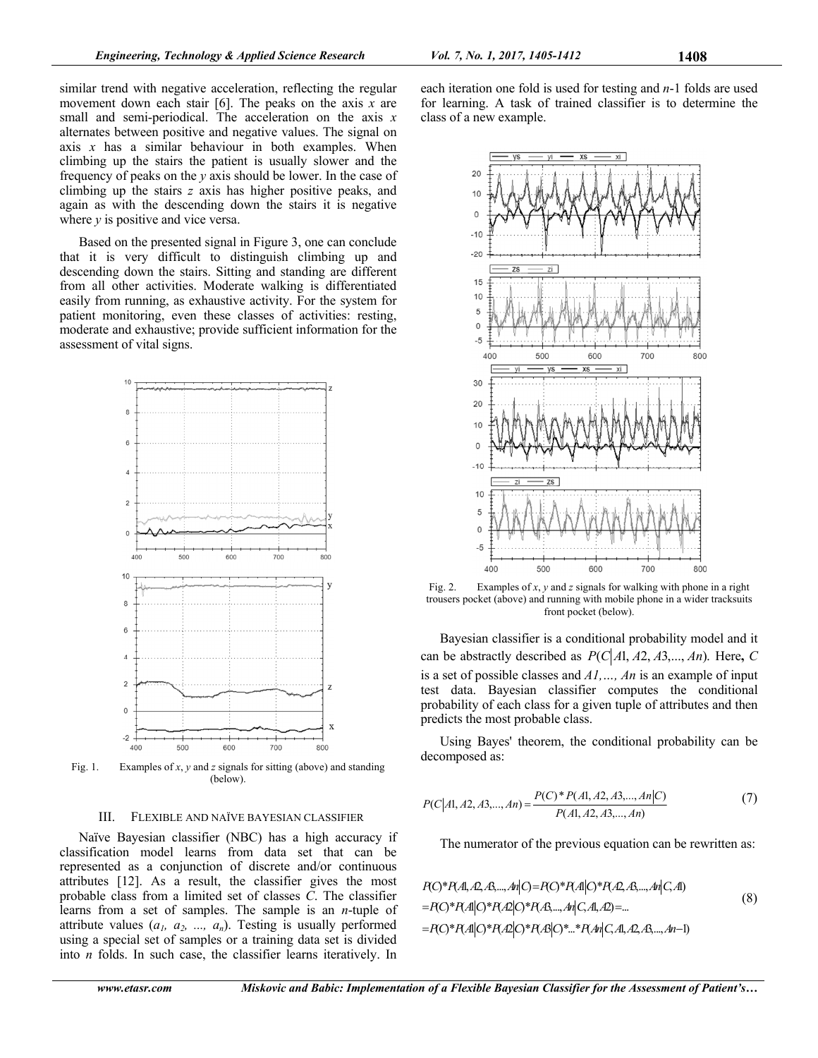similar trend with negative acceleration, reflecting the regular movement down each stair [6]. The peaks on the axis *x* are small and semi-periodical. The acceleration on the axis *x* alternates between positive and negative values. The signal on axis *x* has a similar behaviour in both examples. When climbing up the stairs the patient is usually slower and the frequency of peaks on the *y* axis should be lower. In the case of climbing up the stairs *z* axis has higher positive peaks, and again as with the descending down the stairs it is negative where *y* is positive and vice versa.

Based on the presented signal in Figure 3, one can conclude that it is very difficult to distinguish climbing up and descending down the stairs. Sitting and standing are different from all other activities. Moderate walking is differentiated easily from running, as exhaustive activity. For the system for patient monitoring, even these classes of activities: resting, moderate and exhaustive; provide sufficient information for the assessment of vital signs.

Fig. 1. Examples of *x*, *y* and *z* signals for sitting (above) and standing (below).

## III. Flexible and Naïve Bayesian Classifier

Naïve Bayesian classifier (NBC) has a high accuracy if classification model learns from data set that can be represented as a conjunction of discrete and/or continuous attributes [12]. As a result, the classifier gives the most probable class from a limited set of classes *C*. The classifier learns from a set of samples. The sample is an *n*-tuple of attribute values ($a_1$, $a_2$, ..., $a_n$). Testing is usually performed using a special set of samples or a training data set is divided into *n* folds. In such case, the classifier learns iteratively. In each iteration one fold is used for testing and *n*-1 folds are used for learning. A task of trained classifier is to determine the class of a new example.

Fig. 2. Examples of *x*, *y* and *z* signals for walking with phone in a right trousers pocket (above) and running with mobile phone in a wider tracksuits front pocket (below).

Bayesian classifier is a conditional probability model and it can be abstractly described as $P(C|A1, A2, A3,..., An)$. Here, *C* is a set of possible classes and *A1,…, An* is an example of input test data. Bayesian classifier computes the conditional probability of each class for a given tuple of attributes and then predicts the most probable class.

Using Bayes' theorem, the conditional probability can be decomposed as:

$$P(C|A1, A2, A3,..., An) = \frac{P(C) * P(A1, A2, A3,..., An|C)}{P(A1, A2, A3,..., An)} \tag{7}$$

The numerator of the previous equation can be rewritten as:

$$\begin{aligned} &P(C)*P(A1, A2, A3,..., An|C) = P(C)*P(A1|C)*P(A2, A3,..., An|C, A1) \\ &= P(C)*P(A1|C)*P(A2|C)*P(A3,..., An|C, A1, A2) = ... \\ &= P(C)*P(A1|C)*P(A2|C)*P(A3|C)*...*P(An|C, A1, A2, A3,..., An-1) \end{aligned} \tag{8}$$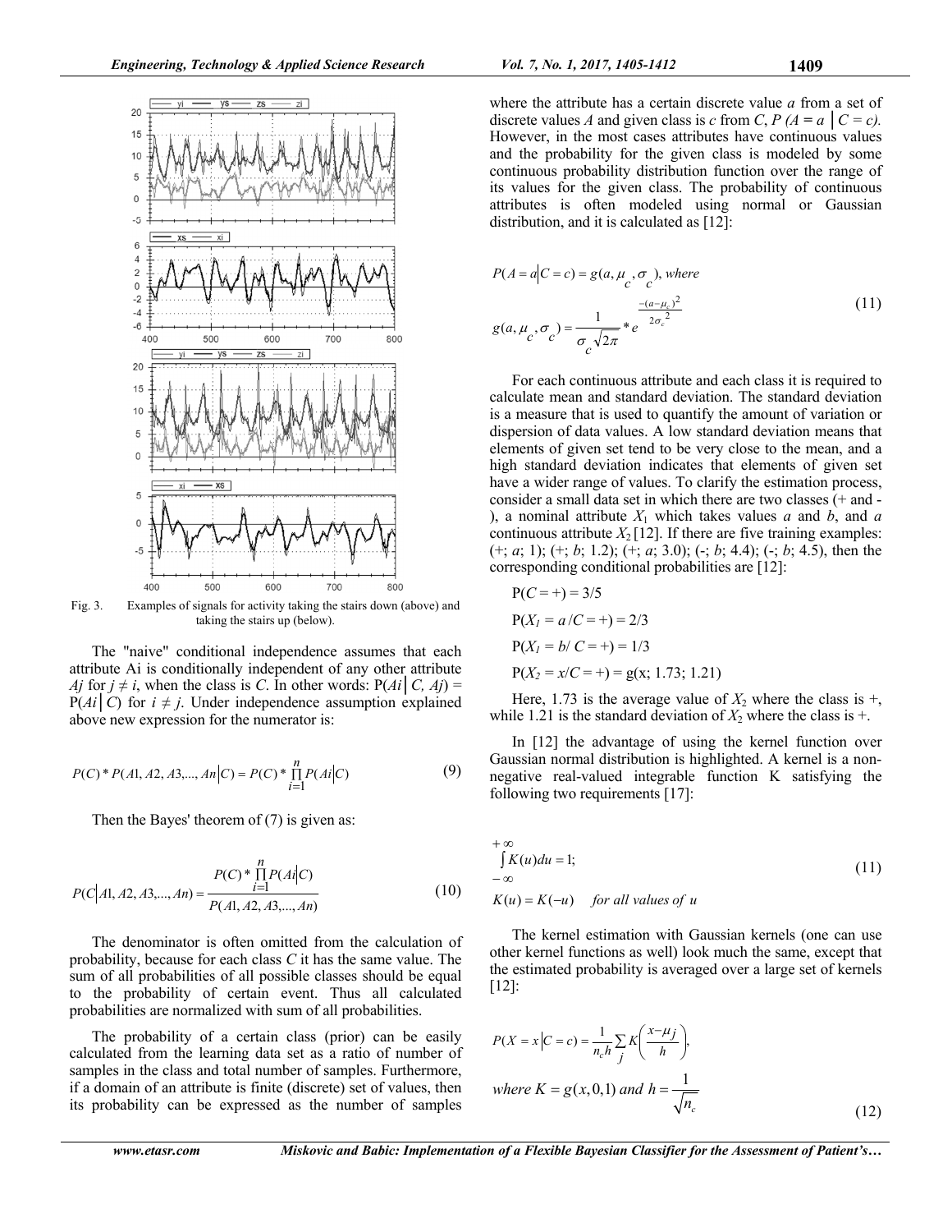Fig. 3. Examples of signals for activity taking the stairs down (above) and taking the stairs up (below).

The "naive" conditional independence assumes that each attribute Ai is conditionally independent of any other attribute *Aj* for $j \neq i$, when the class is *C*. In other words: $P(Ai|C, Aj) = P(Ai|C)$ for $i \neq j$. Under independence assumption explained above new expression for the numerator is:

$$P(C) * P(A1, A2, A3, ..., An|C) = P(C) * \prod_{i=1}^{n} P(Ai|C) \tag{9}$$

Then the Bayes' theorem of (7) is given as:

$$P(C|A1, A2, A3, ..., An) = \frac{P(C) * \prod_{i=1}^{n} P(Ai|C)}{P(A1, A2, A3, ..., An)} \tag{10}$$

The denominator is often omitted from the calculation of probability, because for each class *C* it has the same value. The sum of all probabilities of all possible classes should be equal to the probability of certain event. Thus all calculated probabilities are normalized with sum of all probabilities.

The probability of a certain class (prior) can be easily calculated from the learning data set as a ratio of number of samples in the class and total number of samples. Furthermore, if a domain of an attribute is finite (discrete) set of values, then its probability can be expressed as the number of samples where the attribute has a certain discrete value *a* from a set of discrete values *A* and given class is *c* from *C*, $P(A = a|C = c)$. However, in the most cases attributes have continuous values and the probability for the given class is modeled by some continuous probability distribution function over the range of its values for the given class. The probability of continuous attributes is often modeled using normal or Gaussian distribution, and it is calculated as [12]:

$$P(A = a|C = c) = g(a, \mu_c, \sigma_c), \text{ where}$$
$$g(a, \mu_c, \sigma_c) = \frac{1}{\sigma_c \sqrt{2\pi}} * e^{\frac{-(a-\mu_c)^2}{2\sigma_c^2}} \tag{11}$$

For each continuous attribute and each class it is required to calculate mean and standard deviation. The standard deviation is a measure that is used to quantify the amount of variation or dispersion of data values. A low standard deviation means that elements of given set tend to be very close to the mean, and a high standard deviation indicates that elements of given set have a wider range of values. To clarify the estimation process, consider a small data set in which there are two classes (+ and -), a nominal attribute $X_1$ which takes values *a* and *b*, and *a* continuous attribute $X_2$ [12]. If there are five training examples: (+; *a*; 1); (+; *b*; 1.2); (+; *a*; 3.0); (-; *b*; 4.4); (-; *b*; 4.5), then the corresponding conditional probabilities are [12]:

$P(C = +) = 3/5$

$P(X_1 = a / C = +) = 2/3$

$P(X_1 = b / C = +) = 1/3$

$P(X_2 = x / C = +) = g(x; 1.73; 1.21)$

Here, 1.73 is the average value of $X_2$ where the class is +, while 1.21 is the standard deviation of $X_2$ where the class is +.

In [12] the advantage of using the kernel function over Gaussian normal distribution is highlighted. A kernel is a non-negative real-valued integrable function K satisfying the following two requirements [17]:

$$\int_{-\infty}^{+\infty} K(u)du = 1;$$
$$K(u) = K(-u) \quad \text{for all values of } u \tag{11}$$

The kernel estimation with Gaussian kernels (one can use other kernel functions as well) look much the same, except that the estimated probability is averaged over a large set of kernels [12]:

$$P(X = x|C = c) = \frac{1}{n_c h} \sum_j K\left(\frac{x - \mu_j}{h}\right),$$
$$\text{where } K = g(x, 0, 1) \text{ and } h = \frac{1}{\sqrt{n_c}} \tag{12}$$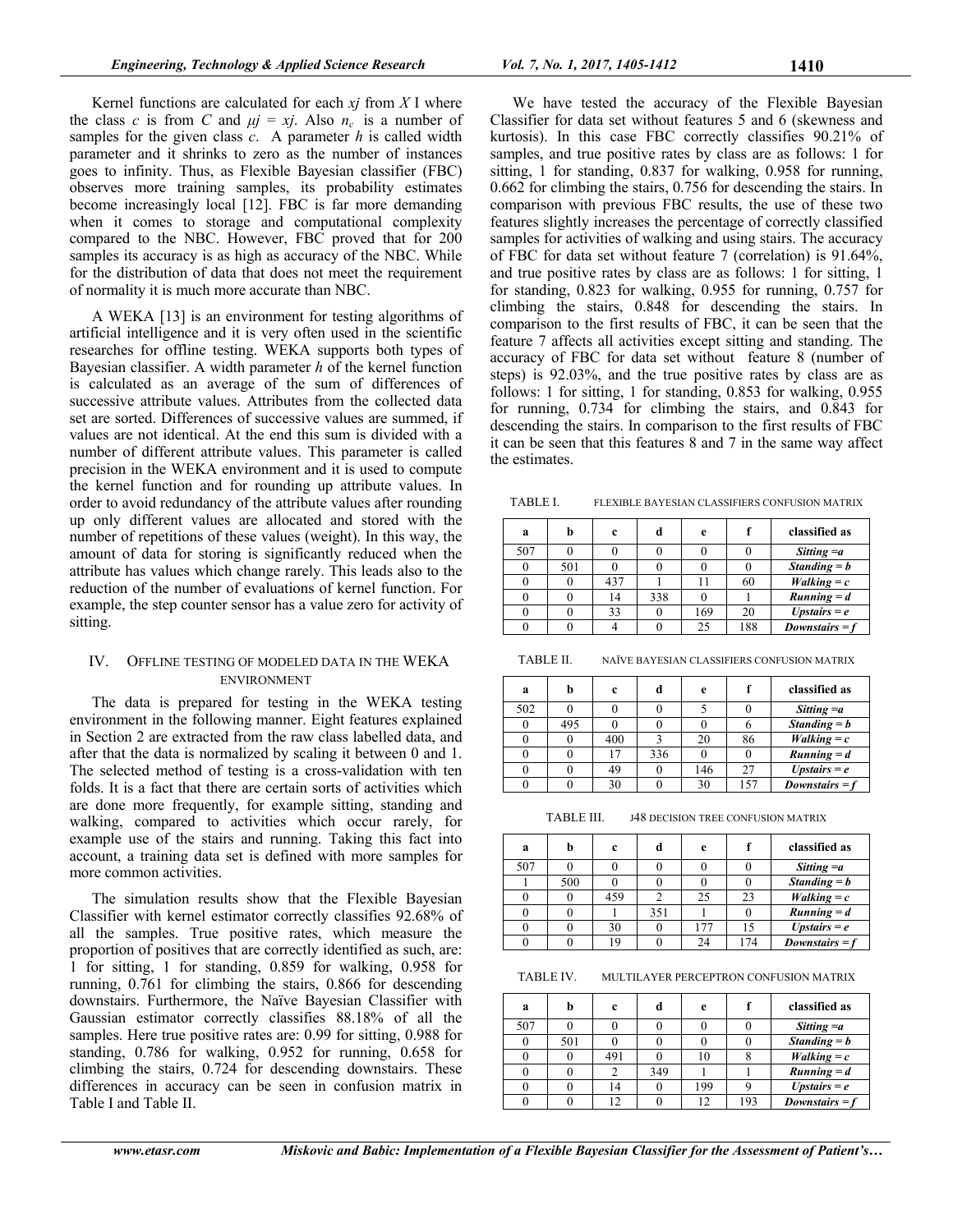Kernel functions are calculated for each $xj$ from $X$ I where the class $c$ is from $C$ and $\mu j = xj$. Also $n_c$ is a number of samples for the given class $c$. A parameter $h$ is called width parameter and it shrinks to zero as the number of instances goes to infinity. Thus, as Flexible Bayesian classifier (FBC) observes more training samples, its probability estimates become increasingly local [12]. FBC is far more demanding when it comes to storage and computational complexity compared to the NBC. However, FBC proved that for 200 samples its accuracy is as high as accuracy of the NBC. While for the distribution of data that does not meet the requirement of normality it is much more accurate than NBC.

A WEKA [13] is an environment for testing algorithms of artificial intelligence and it is very often used in the scientific researches for offline testing. WEKA supports both types of Bayesian classifier. A width parameter $h$ of the kernel function is calculated as an average of the sum of differences of successive attribute values. Attributes from the collected data set are sorted. Differences of successive values are summed, if values are not identical. At the end this sum is divided with a number of different attribute values. This parameter is called precision in the WEKA environment and it is used to compute the kernel function and for rounding up attribute values. In order to avoid redundancy of the attribute values after rounding up only different values are allocated and stored with the number of repetitions of these values (weight). In this way, the amount of data for storing is significantly reduced when the attribute has values which change rarely. This leads also to the reduction of the number of evaluations of kernel function. For example, the step counter sensor has a value zero for activity of sitting.

## IV. Offline Testing of Modeled Data in the WEKA Environment

The data is prepared for testing in the WEKA testing environment in the following manner. Eight features explained in Section 2 are extracted from the raw class labelled data, and after that the data is normalized by scaling it between 0 and 1. The selected method of testing is a cross-validation with ten folds. It is a fact that there are certain sorts of activities which are done more frequently, for example sitting, standing and walking, compared to activities which occur rarely, for example use of the stairs and running. Taking this fact into account, a training data set is defined with more samples for more common activities.

The simulation results show that the Flexible Bayesian Classifier with kernel estimator correctly classifies 92.68% of all the samples. True positive rates, which measure the proportion of positives that are correctly identified as such, are: 1 for sitting, 1 for standing, 0.859 for walking, 0.958 for running, 0.761 for climbing the stairs, 0.866 for descending downstairs. Furthermore, the Naïve Bayesian Classifier with Gaussian estimator correctly classifies 88.18% of all the samples. Here true positive rates are: 0.99 for sitting, 0.988 for standing, 0.786 for walking, 0.952 for running, 0.658 for climbing the stairs, 0.724 for descending downstairs. These differences in accuracy can be seen in confusion matrix in Table I and Table II.

We have tested the accuracy of the Flexible Bayesian Classifier for data set without features 5 and 6 (skewness and kurtosis). In this case FBC correctly classifies 90.21% of samples, and true positive rates by class are as follows: 1 for sitting, 1 for standing, 0.837 for walking, 0.958 for running, 0.662 for climbing the stairs, 0.756 for descending the stairs. In comparison with previous FBC results, the use of these two features slightly increases the percentage of correctly classified samples for activities of walking and using stairs. The accuracy of FBC for data set without feature 7 (correlation) is 91.64%, and true positive rates by class are as follows: 1 for sitting, 1 for standing, 0.823 for walking, 0.955 for running, 0.757 for climbing the stairs, 0.848 for descending the stairs. In comparison to the first results of FBC, it can be seen that the feature 7 affects all activities except sitting and standing. The accuracy of FBC for data set without feature 8 (number of steps) is 92.03%, and the true positive rates by class are as follows: 1 for sitting, 1 for standing, 0.853 for walking, 0.955 for running, 0.734 for climbing the stairs, and 0.843 for descending the stairs. In comparison to the first results of FBC it can be seen that this features 8 and 7 in the same way affect the estimates.

TABLE I. FLEXIBLE BAYESIAN CLASSIFIERS CONFUSION MATRIX

| a | b | c | d | e | f | classified as |
|---|---|---|---|---|---|---|
| 507 | 0 | 0 | 0 | 0 | 0 | *Sitting =a* |
| 0 | 501 | 0 | 0 | 0 | 0 | *Standing = b* |
| 0 | 0 | 437 | 1 | 11 | 60 | *Walking = c* |
| 0 | 0 | 14 | 338 | 0 | 1 | *Running = d* |
| 0 | 0 | 33 | 0 | 169 | 20 | *Upstairs = e* |
| 0 | 0 | 4 | 0 | 25 | 188 | *Downstairs = f* |

TABLE II. NAÏVE BAYESIAN CLASSIFIERS CONFUSION MATRIX

| a | b | c | d | e | f | classified as |
|---|---|---|---|---|---|---|
| 502 | 0 | 0 | 0 | 5 | 0 | *Sitting =a* |
| 0 | 495 | 0 | 0 | 0 | 6 | *Standing = b* |
| 0 | 0 | 400 | 3 | 20 | 86 | *Walking = c* |
| 0 | 0 | 17 | 336 | 0 | 0 | *Running = d* |
| 0 | 0 | 49 | 0 | 146 | 27 | *Upstairs = e* |
| 0 | 0 | 30 | 0 | 30 | 157 | *Downstairs = f* |

TABLE III. J48 DECISION TREE CONFUSION MATRIX

| a | b | c | d | e | f | classified as |
|---|---|---|---|---|---|---|
| 507 | 0 | 0 | 0 | 0 | 0 | *Sitting =a* |
| 1 | 500 | 0 | 0 | 0 | 0 | *Standing = b* |
| 0 | 0 | 459 | 2 | 25 | 23 | *Walking = c* |
| 0 | 0 | 1 | 351 | 1 | 0 | *Running = d* |
| 0 | 0 | 30 | 0 | 177 | 15 | *Upstairs = e* |
| 0 | 0 | 19 | 0 | 24 | 174 | *Downstairs = f* |

TABLE IV. MULTILAYER PERCEPTRON CONFUSION MATRIX

| a | b | c | d | e | f | classified as |
|---|---|---|---|---|---|---|
| 507 | 0 | 0 | 0 | 0 | 0 | *Sitting =a* |
| 0 | 501 | 0 | 0 | 0 | 0 | *Standing = b* |
| 0 | 0 | 491 | 0 | 10 | 8 | *Walking = c* |
| 0 | 0 | 2 | 349 | 1 | 1 | *Running = d* |
| 0 | 0 | 14 | 0 | 199 | 9 | *Upstairs = e* |
| 0 | 0 | 12 | 0 | 12 | 193 | *Downstairs = f* |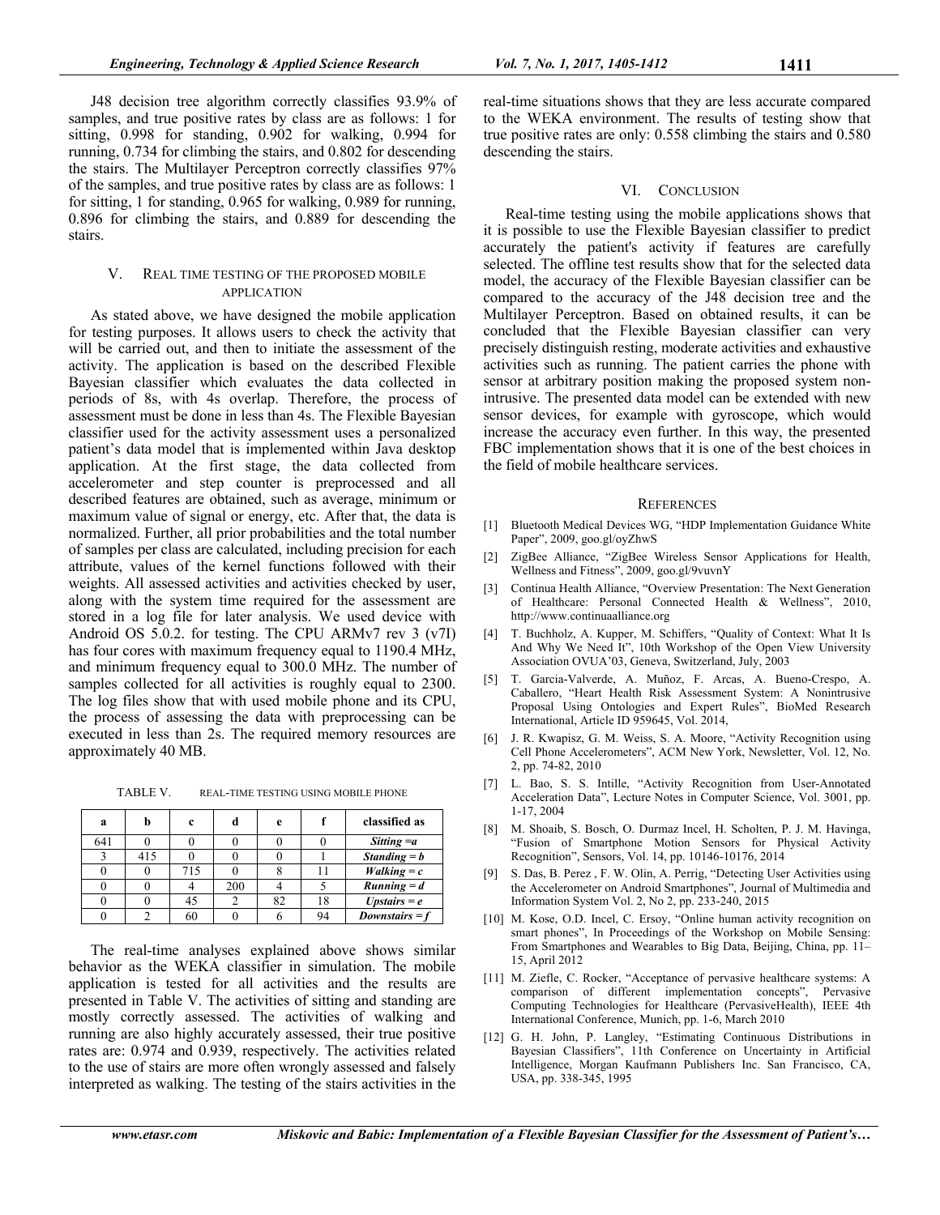J48 decision tree algorithm correctly classifies 93.9% of samples, and true positive rates by class are as follows: 1 for sitting, 0.998 for standing, 0.902 for walking, 0.994 for running, 0.734 for climbing the stairs, and 0.802 for descending the stairs. The Multilayer Perceptron correctly classifies 97% of the samples, and true positive rates by class are as follows: 1 for sitting, 1 for standing, 0.965 for walking, 0.989 for running, 0.896 for climbing the stairs, and 0.889 for descending the stairs.

## V. REAL TIME TESTING OF THE PROPOSED MOBILE APPLICATION

As stated above, we have designed the mobile application for testing purposes. It allows users to check the activity that will be carried out, and then to initiate the assessment of the activity. The application is based on the described Flexible Bayesian classifier which evaluates the data collected in periods of 8s, with 4s overlap. Therefore, the process of assessment must be done in less than 4s. The Flexible Bayesian classifier used for the activity assessment uses a personalized patient's data model that is implemented within Java desktop application. At the first stage, the data collected from accelerometer and step counter is preprocessed and all described features are obtained, such as average, minimum or maximum value of signal or energy, etc. After that, the data is normalized. Further, all prior probabilities and the total number of samples per class are calculated, including precision for each attribute, values of the kernel functions followed with their weights. All assessed activities and activities checked by user, along with the system time required for the assessment are stored in a log file for later analysis. We used device with Android OS 5.0.2. for testing. The CPU ARMv7 rev 3 (v7I) has four cores with maximum frequency equal to 1190.4 MHz, and minimum frequency equal to 300.0 MHz. The number of samples collected for all activities is roughly equal to 2300. The log files show that with used mobile phone and its CPU, the process of assessing the data with preprocessing can be executed in less than 2s. The required memory resources are approximately 40 MB.

TABLE V. REAL-TIME TESTING USING MOBILE PHONE

| a | b | c | d | e | f | classified as |
|---|---|---|---|---|---|---|
| 641 | 0 | 0 | 0 | 0 | 0 | *Sitting =a* |
| 3 | 415 | 0 | 0 | 0 | 1 | *Standing = b* |
| 0 | 0 | 715 | 0 | 8 | 11 | *Walking = c* |
| 0 | 0 | 4 | 200 | 4 | 5 | *Running = d* |
| 0 | 0 | 45 | 2 | 82 | 18 | *Upstairs = e* |
| 0 | 2 | 60 | 0 | 6 | 94 | *Downstairs = f* |

The real-time analyses explained above shows similar behavior as the WEKA classifier in simulation. The mobile application is tested for all activities and the results are presented in Table V. The activities of sitting and standing are mostly correctly assessed. The activities of walking and running are also highly accurately assessed, their true positive rates are: 0.974 and 0.939, respectively. The activities related to the use of stairs are more often wrongly assessed and falsely interpreted as walking. The testing of the stairs activities in the real-time situations shows that they are less accurate compared to the WEKA environment. The results of testing show that true positive rates are only: 0.558 climbing the stairs and 0.580 descending the stairs.

## VI. CONCLUSION

Real-time testing using the mobile applications shows that it is possible to use the Flexible Bayesian classifier to predict accurately the patient's activity if features are carefully selected. The offline test results show that for the selected data model, the accuracy of the Flexible Bayesian classifier can be compared to the accuracy of the J48 decision tree and the Multilayer Perceptron. Based on obtained results, it can be concluded that the Flexible Bayesian classifier can very precisely distinguish resting, moderate activities and exhaustive activities such as running. The patient carries the phone with sensor at arbitrary position making the proposed system non-intrusive. The presented data model can be extended with new sensor devices, for example with gyroscope, which would increase the accuracy even further. In this way, the presented FBC implementation shows that it is one of the best choices in the field of mobile healthcare services.

## REFERENCES

[1] Bluetooth Medical Devices WG, "HDP Implementation Guidance White Paper", 2009, goo.gl/oyZhwS

[2] ZigBee Alliance, "ZigBee Wireless Sensor Applications for Health, Wellness and Fitness", 2009, goo.gl/9vuvnY

[3] Continua Health Alliance, "Overview Presentation: The Next Generation of Healthcare: Personal Connected Health & Wellness", 2010, http://www.continuaalliance.org

[4] T. Buchholz, A. Kupper, M. Schiffers, "Quality of Context: What It Is And Why We Need It", 10th Workshop of the Open View University Association OVUA'03, Geneva, Switzerland, July, 2003

[5] T. Garcia-Valverde, A. Muñoz, F. Arcas, A. Bueno-Crespo, A. Caballero, "Heart Health Risk Assessment System: A Nonintrusive Proposal Using Ontologies and Expert Rules", BioMed Research International, Article ID 959645, Vol. 2014,

[6] J. R. Kwapisz, G. M. Weiss, S. A. Moore, "Activity Recognition using Cell Phone Accelerometers", ACM New York, Newsletter, Vol. 12, No. 2, pp. 74-82, 2010

[7] L. Bao, S. S. Intille, "Activity Recognition from User-Annotated Acceleration Data", Lecture Notes in Computer Science, Vol. 3001, pp. 1-17, 2004

[8] M. Shoaib, S. Bosch, O. Durmaz Incel, H. Scholten, P. J. M. Havinga, "Fusion of Smartphone Motion Sensors for Physical Activity Recognition", Sensors, Vol. 14, pp. 10146-10176, 2014

[9] S. Das, B. Perez , F. W. Olin, A. Perrig, "Detecting User Activities using the Accelerometer on Android Smartphones", Journal of Multimedia and Information System Vol. 2, No 2, pp. 233-240, 2015

[10] M. Kose, O.D. Incel, C. Ersoy, "Online human activity recognition on smart phones", In Proceedings of the Workshop on Mobile Sensing: From Smartphones and Wearables to Big Data, Beijing, China, pp. 11–15, April 2012

[11] M. Ziefle, C. Rocker, "Acceptance of pervasive healthcare systems: A comparison of different implementation concepts", Pervasive Computing Technologies for Healthcare (PervasiveHealth), IEEE 4th International Conference, Munich, pp. 1-6, March 2010

[12] G. H. John, P. Langley, "Estimating Continuous Distributions in Bayesian Classifiers", 11th Conference on Uncertainty in Artificial Intelligence, Morgan Kaufmann Publishers Inc. San Francisco, CA, USA, pp. 338-345, 1995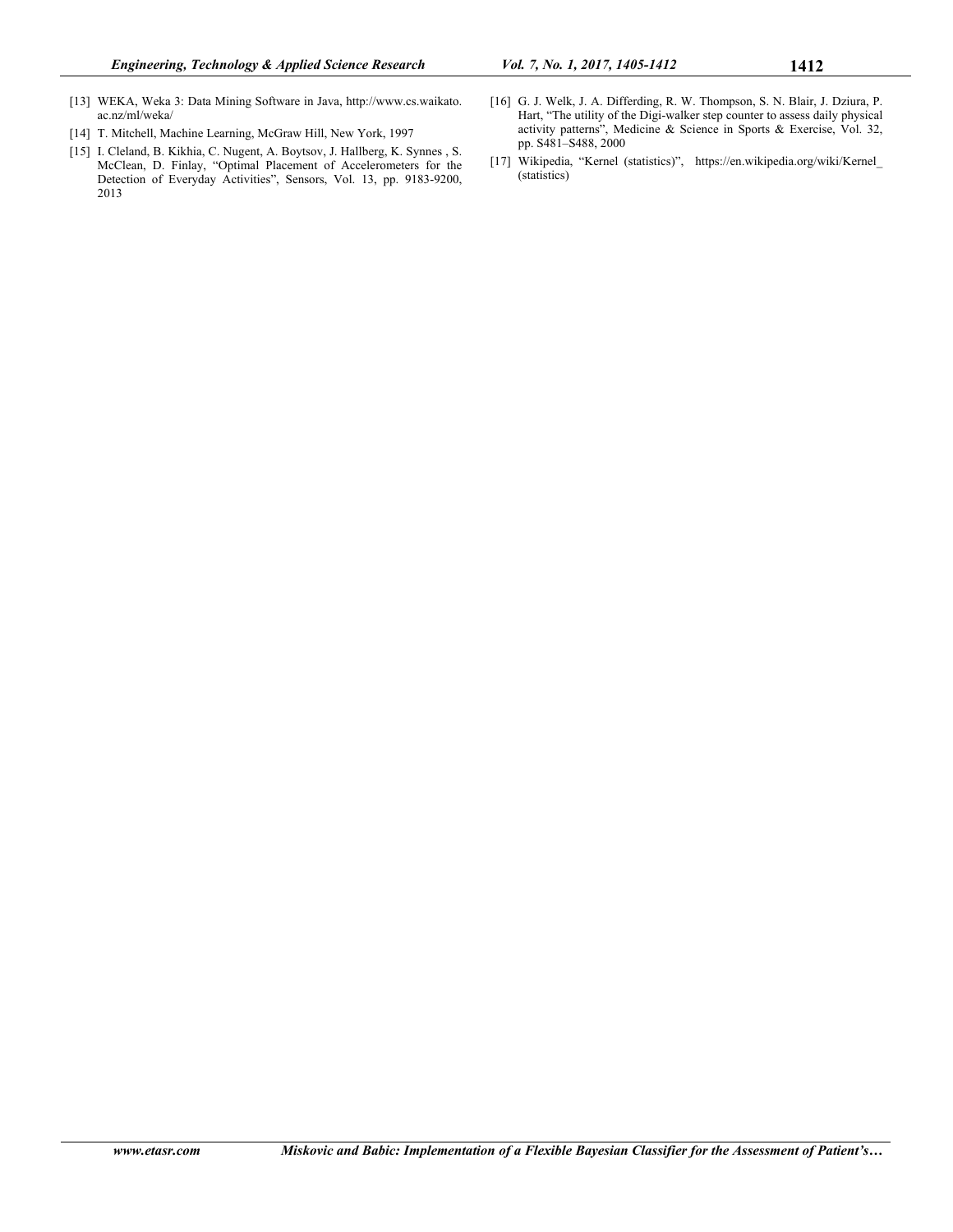[13] WEKA, Weka 3: Data Mining Software in Java, http://www.cs.waikato.ac.nz/ml/weka/

[14] T. Mitchell, Machine Learning, McGraw Hill, New York, 1997

[15] I. Cleland, B. Kikhia, C. Nugent, A. Boytsov, J. Hallberg, K. Synnes , S. McClean, D. Finlay, "Optimal Placement of Accelerometers for the Detection of Everyday Activities", Sensors, Vol. 13, pp. 9183-9200, 2013

[16] G. J. Welk, J. A. Differding, R. W. Thompson, S. N. Blair, J. Dziura, P. Hart, "The utility of the Digi-walker step counter to assess daily physical activity patterns", Medicine & Science in Sports & Exercise, Vol. 32, pp. S481–S488, 2000

[17] Wikipedia, "Kernel (statistics)", https://en.wikipedia.org/wiki/Kernel_(statistics)